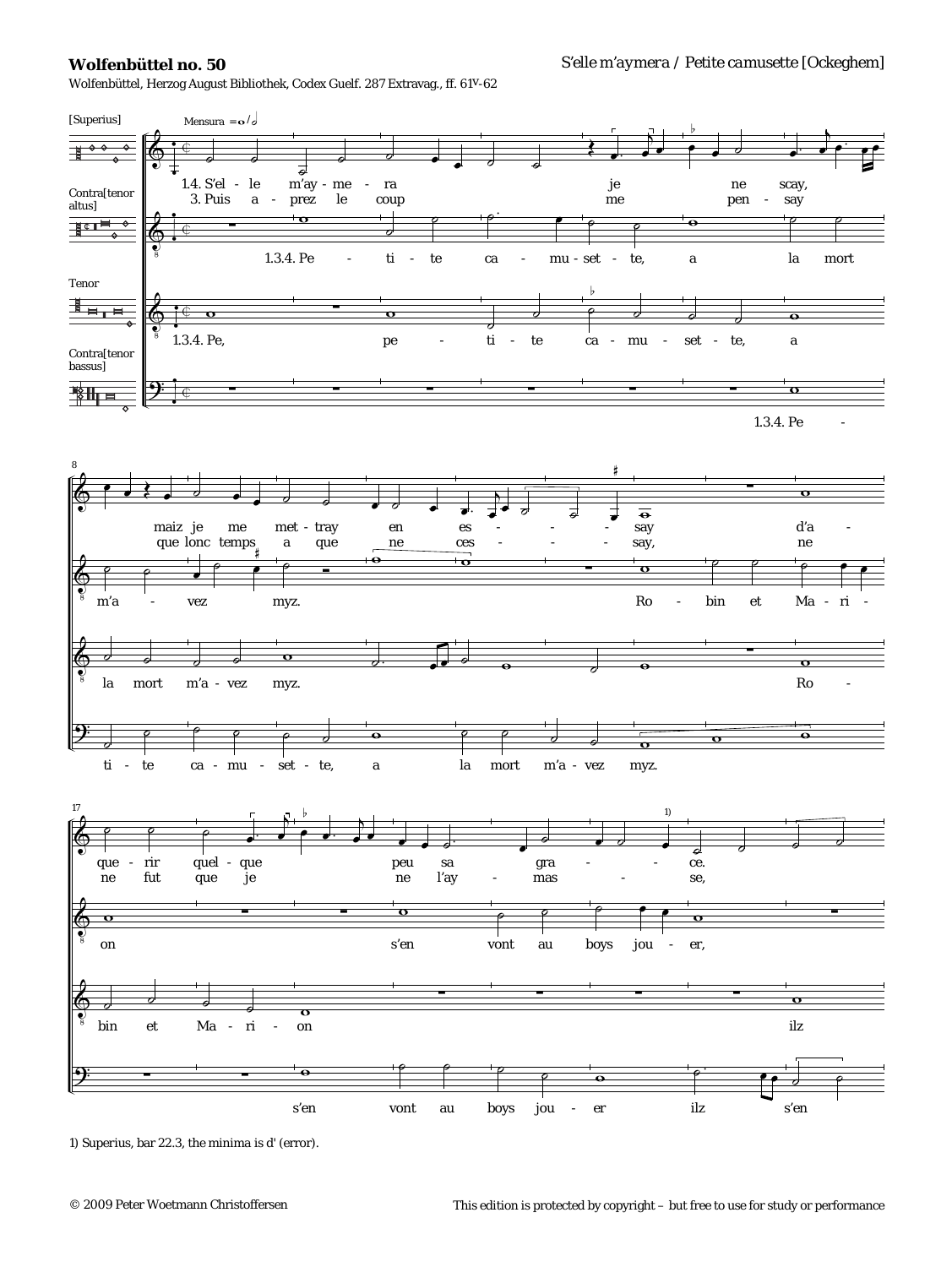**Wolfenbüttel no. 50**

*S'elle m'aymera / Petite camusette* [Ockeghem]

Wolfenbüttel, Herzog August Bibliothek, Codex Guelf. 287 Extravag., ff. 61v-62

[Superius]

Contra[tenor altus]

Tenor

Contra[tenor bassus]

Mensura = 𝅝 / 𝅗𝅥

Superius:
1.4. S'el - le m'ay - me - ra je ne scay, maiz je me met - tray en es - - - - say d'a - que - rir quel - que peu sa gra - - - ce.
3. Puis a - prez le coup me pen - say que lonc temps a que ne ces - - - - say, ne ne fut que je ne l'ay - mas - se,

Contra[tenor altus]:
1.3.4. Pe - ti - te ca - mu - set - te, a la mort m'a - vez myz. Ro - bin et Ma - ri - on s'en vont au boys jou - er,

Tenor:
1.3.4. Pe, pe - ti - te ca - mu - set - te, a la mort m'a - vez myz. Ro - bin et Ma - ri - on ilz

Contra[tenor bassus]:
1.3.4. Pe - ti - te ca - mu - set - te, a la mort m'a - vez myz. s'en vont au boys jou - er ilz s'en

1) Superius, bar 22.3, the minima is d' (error).

© 2009 Peter Woetmann Christoffersen

This edition is protected by copyright – but free to use for study or performance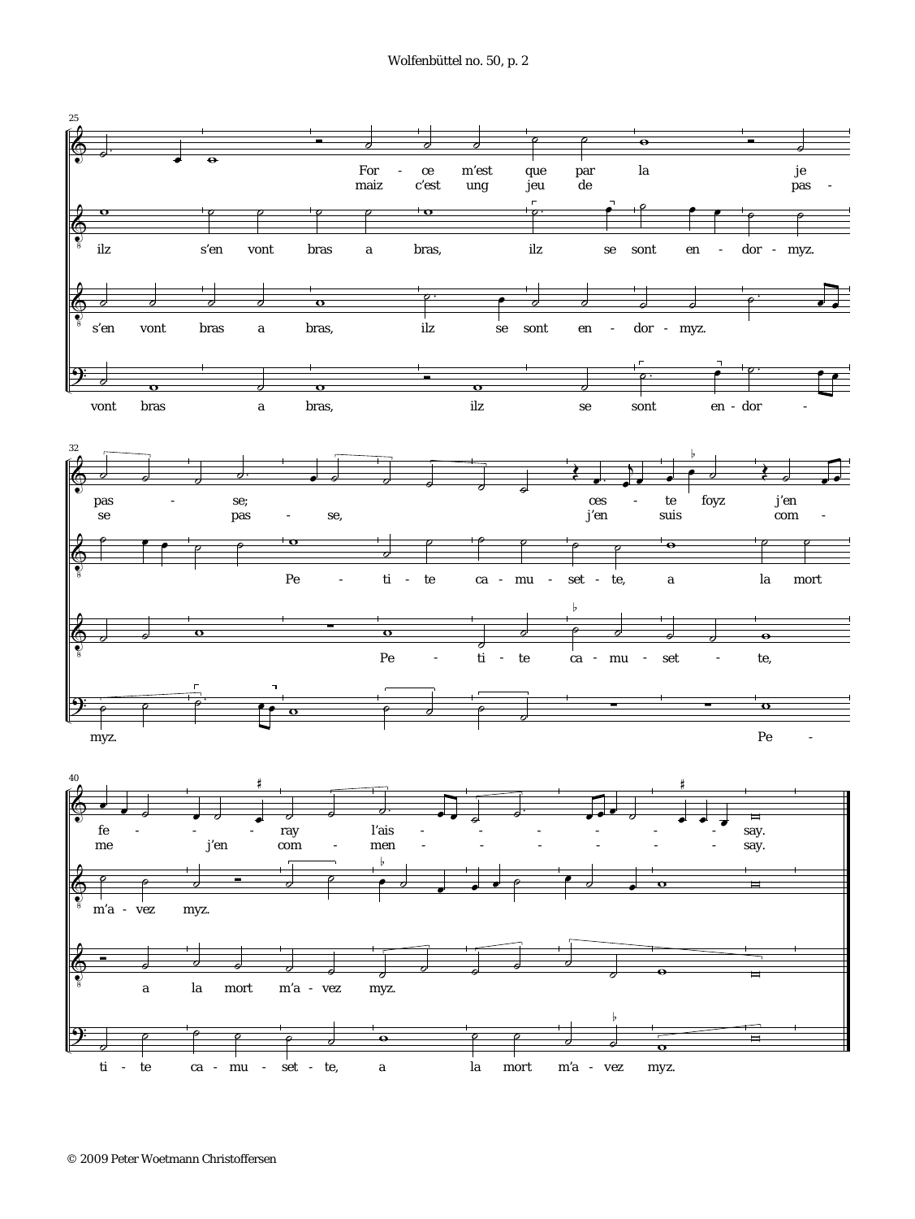25

For - ce m'est que par la je pas - se; ces - te foyz j'en fe - ray l'ais - say.
maiz c'est ung jeu de pas - se pas - se, j'en suis com - me j'en com - men - say.

ilz s'en vont bras a bras, ilz se sont en - dor - myz. Pe - ti - te ca - mu - set - te, a la mort m'a - vez myz.

s'en vont bras a bras, ilz se sont en - dor - myz. Pe - ti - te ca - mu - set - te, a la mort m'a - vez myz.

vont bras a bras, ilz se sont en - dor - myz. Pe - ti - te ca - mu - set - te, a la mort m'a - vez myz.

32

40

© 2009 Peter Woetmann Christoffersen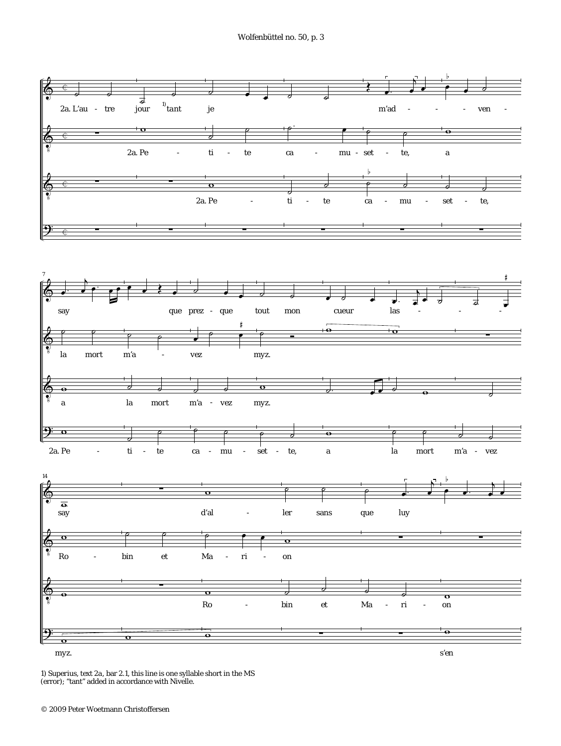1) Superius, text 2a, bar 2.1, this line is one syllable short in the MS (error); "tant" added in accordance with Nivelle.

© 2009 Peter Woetmann Christoffersen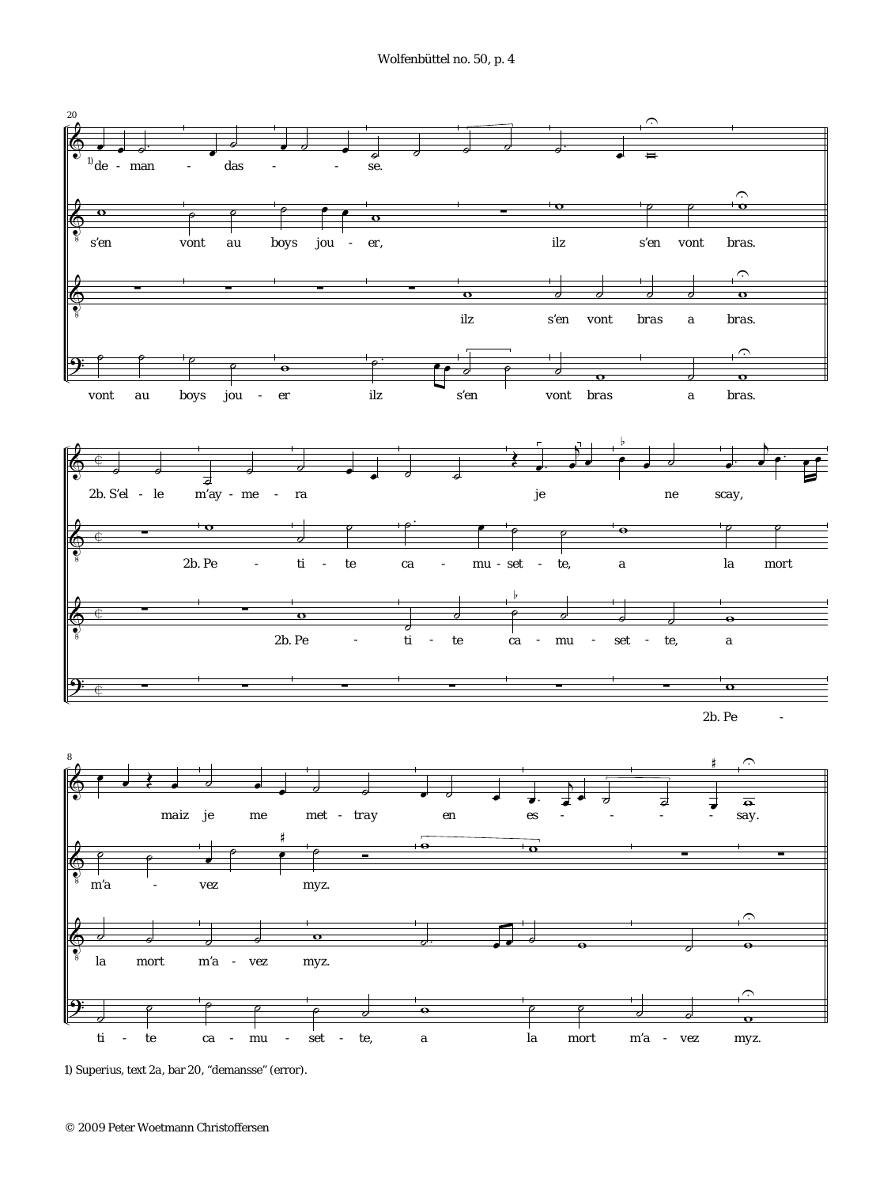1) Superius, text 2a, bar 20, "demansse" (error).

© 2009 Peter Woetmann Christoffersen